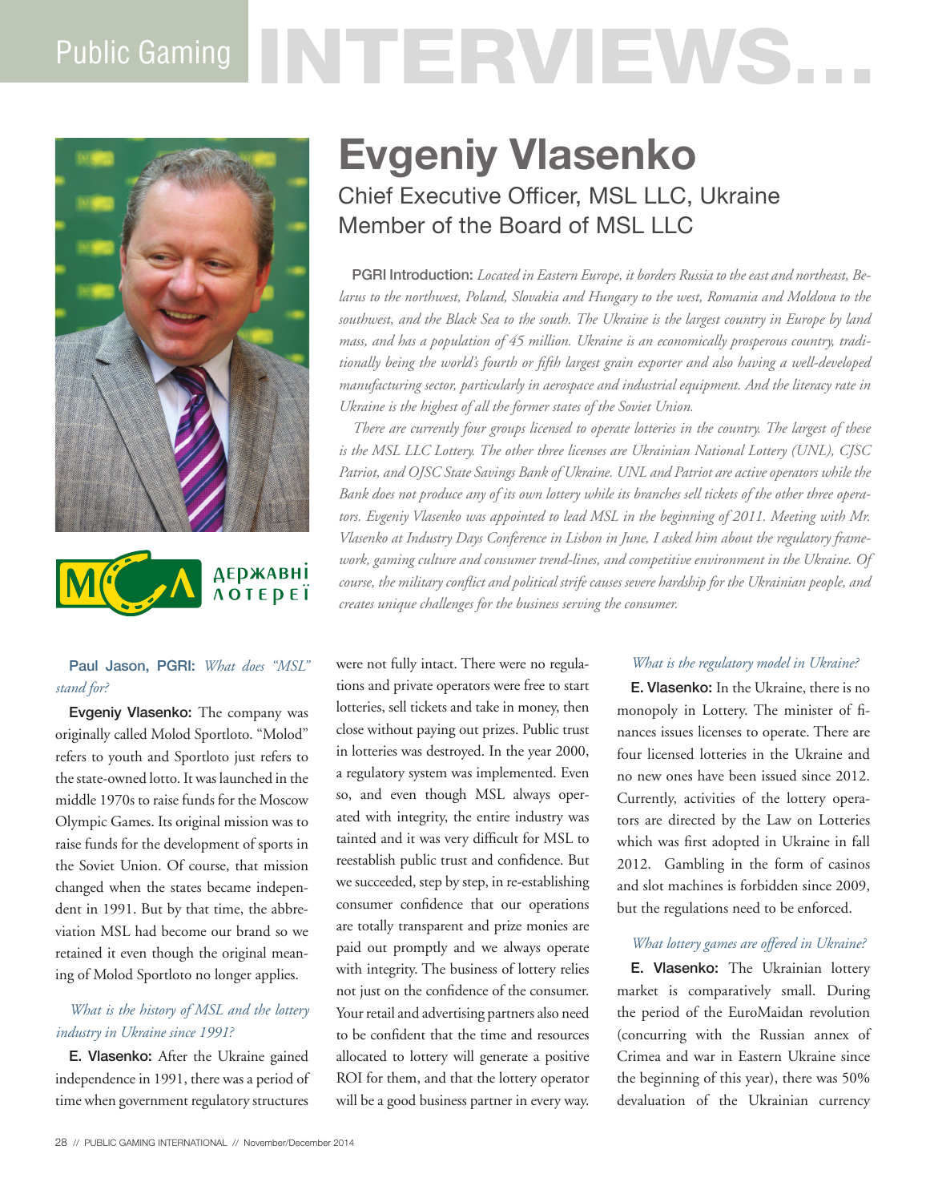# Evgeniy Vlasenko

## Chief Executive Officer, MSL LLC, Ukraine
## Member of the Board of MSL LLC

**PGRI Introduction:** *Located in Eastern Europe, it borders Russia to the east and northeast, Belarus to the northwest, Poland, Slovakia and Hungary to the west, Romania and Moldova to the southwest, and the Black Sea to the south. The Ukraine is the largest country in Europe by land mass, and has a population of 45 million. Ukraine is an economically prosperous country, traditionally being the world's fourth or fifth largest grain exporter and also having a well-developed manufacturing sector, particularly in aerospace and industrial equipment. And the literacy rate in Ukraine is the highest of all the former states of the Soviet Union.*

*There are currently four groups licensed to operate lotteries in the country. The largest of these is the MSL LLC Lottery. The other three licenses are Ukrainian National Lottery (UNL), CJSC Patriot, and OJSC State Savings Bank of Ukraine. UNL and Patriot are active operators while the Bank does not produce any of its own lottery while its branches sell tickets of the other three operators. Evgeniy Vlasenko was appointed to lead MSL in the beginning of 2011. Meeting with Mr. Vlasenko at Industry Days Conference in Lisbon in June, I asked him about the regulatory framework, gaming culture and consumer trend-lines, and competitive environment in the Ukraine. Of course, the military conflict and political strife causes severe hardship for the Ukrainian people, and creates unique challenges for the business serving the consumer.*

**Paul Jason, PGRI:** *What does "MSL" stand for?*

**Evgeniy Vlasenko:** The company was originally called Molod Sportloto. "Molod" refers to youth and Sportloto just refers to the state-owned lotto. It was launched in the middle 1970s to raise funds for the Moscow Olympic Games. Its original mission was to raise funds for the development of sports in the Soviet Union. Of course, that mission changed when the states became independent in 1991. But by that time, the abbreviation MSL had become our brand so we retained it even though the original meaning of Molod Sportloto no longer applies.

*What is the history of MSL and the lottery industry in Ukraine since 1991?*

**E. Vlasenko:** After the Ukraine gained independence in 1991, there was a period of time when government regulatory structures were not fully intact. There were no regulations and private operators were free to start lotteries, sell tickets and take in money, then close without paying out prizes. Public trust in lotteries was destroyed. In the year 2000, a regulatory system was implemented. Even so, and even though MSL always operated with integrity, the entire industry was tainted and it was very difficult for MSL to reestablish public trust and confidence. But we succeeded, step by step, in re-establishing consumer confidence that our operations are totally transparent and prize monies are paid out promptly and we always operate with integrity. The business of lottery relies not just on the confidence of the consumer. Your retail and advertising partners also need to be confident that the time and resources allocated to lottery will generate a positive ROI for them, and that the lottery operator will be a good business partner in every way.

*What is the regulatory model in Ukraine?*

**E. Vlasenko:** In the Ukraine, there is no monopoly in Lottery. The minister of finances issues licenses to operate. There are four licensed lotteries in the Ukraine and no new ones have been issued since 2012. Currently, activities of the lottery operators are directed by the Law on Lotteries which was first adopted in Ukraine in fall 2012. Gambling in the form of casinos and slot machines is forbidden since 2009, but the regulations need to be enforced.

*What lottery games are offered in Ukraine?*

**E. Vlasenko:** The Ukrainian lottery market is comparatively small. During the period of the EuroMaidan revolution (concurring with the Russian annex of Crimea and war in Eastern Ukraine since the beginning of this year), there was 50% devaluation of the Ukrainian currency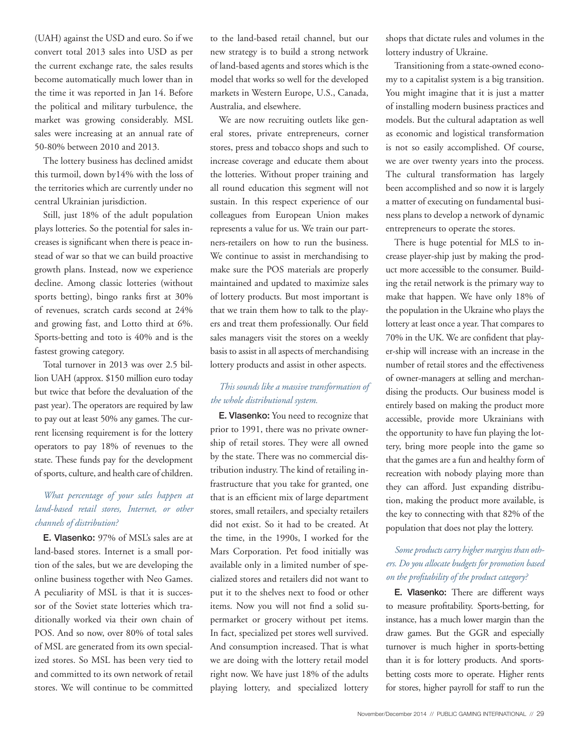(UAH) against the USD and euro. So if we convert total 2013 sales into USD as per the current exchange rate, the sales results become automatically much lower than in the time it was reported in Jan 14. Before the political and military turbulence, the market was growing considerably. MSL sales were increasing at an annual rate of 50-80% between 2010 and 2013.

The lottery business has declined amidst this turmoil, down by14% with the loss of the territories which are currently under no central Ukrainian jurisdiction.

Still, just 18% of the adult population plays lotteries. So the potential for sales increases is significant when there is peace instead of war so that we can build proactive growth plans. Instead, now we experience decline. Among classic lotteries (without sports betting), bingo ranks first at 30% of revenues, scratch cards second at 24% and growing fast, and Lotto third at 6%. Sports-betting and toto is 40% and is the fastest growing category.

Total turnover in 2013 was over 2.5 billion UAH (approx. $150 million euro today but twice that before the devaluation of the past year). The operators are required by law to pay out at least 50% any games. The current licensing requirement is for the lottery operators to pay 18% of revenues to the state. These funds pay for the development of sports, culture, and health care of children.

*What percentage of your sales happen at land-based retail stores, Internet, or other channels of distribution?*

**E. Vlasenko:** 97% of MSL's sales are at land-based stores. Internet is a small portion of the sales, but we are developing the online business together with Neo Games. A peculiarity of MSL is that it is successor of the Soviet state lotteries which traditionally worked via their own chain of POS. And so now, over 80% of total sales of MSL are generated from its own specialized stores. So MSL has been very tied to and committed to its own network of retail stores. We will continue to be committed to the land-based retail channel, but our new strategy is to build a strong network of land-based agents and stores which is the model that works so well for the developed markets in Western Europe, U.S., Canada, Australia, and elsewhere.

We are now recruiting outlets like general stores, private entrepreneurs, corner stores, press and tobacco shops and such to increase coverage and educate them about the lotteries. Without proper training and all round education this segment will not sustain. In this respect experience of our colleagues from European Union makes represents a value for us. We train our partners-retailers on how to run the business. We continue to assist in merchandising to make sure the POS materials are properly maintained and updated to maximize sales of lottery products. But most important is that we train them how to talk to the players and treat them professionally. Our field sales managers visit the stores on a weekly basis to assist in all aspects of merchandising lottery products and assist in other aspects.

*This sounds like a massive transformation of the whole distributional system.*

**E. Vlasenko:** You need to recognize that prior to 1991, there was no private ownership of retail stores. They were all owned by the state. There was no commercial distribution industry. The kind of retailing infrastructure that you take for granted, one that is an efficient mix of large department stores, small retailers, and specialty retailers did not exist. So it had to be created. At the time, in the 1990s, I worked for the Mars Corporation. Pet food initially was available only in a limited number of specialized stores and retailers did not want to put it to the shelves next to food or other items. Now you will not find a solid supermarket or grocery without pet items. In fact, specialized pet stores well survived. And consumption increased. That is what we are doing with the lottery retail model right now. We have just 18% of the adults playing lottery, and specialized lottery shops that dictate rules and volumes in the lottery industry of Ukraine.

Transitioning from a state-owned economy to a capitalist system is a big transition. You might imagine that it is just a matter of installing modern business practices and models. But the cultural adaptation as well as economic and logistical transformation is not so easily accomplished. Of course, we are over twenty years into the process. The cultural transformation has largely been accomplished and so now it is largely a matter of executing on fundamental business plans to develop a network of dynamic entrepreneurs to operate the stores.

There is huge potential for MLS to increase player-ship just by making the product more accessible to the consumer. Building the retail network is the primary way to make that happen. We have only 18% of the population in the Ukraine who plays the lottery at least once a year. That compares to 70% in the UK. We are confident that player-ship will increase with an increase in the number of retail stores and the effectiveness of owner-managers at selling and merchandising the products. Our business model is entirely based on making the product more accessible, provide more Ukrainians with the opportunity to have fun playing the lottery, bring more people into the game so that the games are a fun and healthy form of recreation with nobody playing more than they can afford. Just expanding distribution, making the product more available, is the key to connecting with that 82% of the population that does not play the lottery.

*Some products carry higher margins than others. Do you allocate budgets for promotion based on the profitability of the product category?*

**E. Vlasenko:** There are different ways to measure profitability. Sports-betting, for instance, has a much lower margin than the draw games. But the GGR and especially turnover is much higher in sports-betting than it is for lottery products. And sports-betting costs more to operate. Higher rents for stores, higher payroll for staff to run the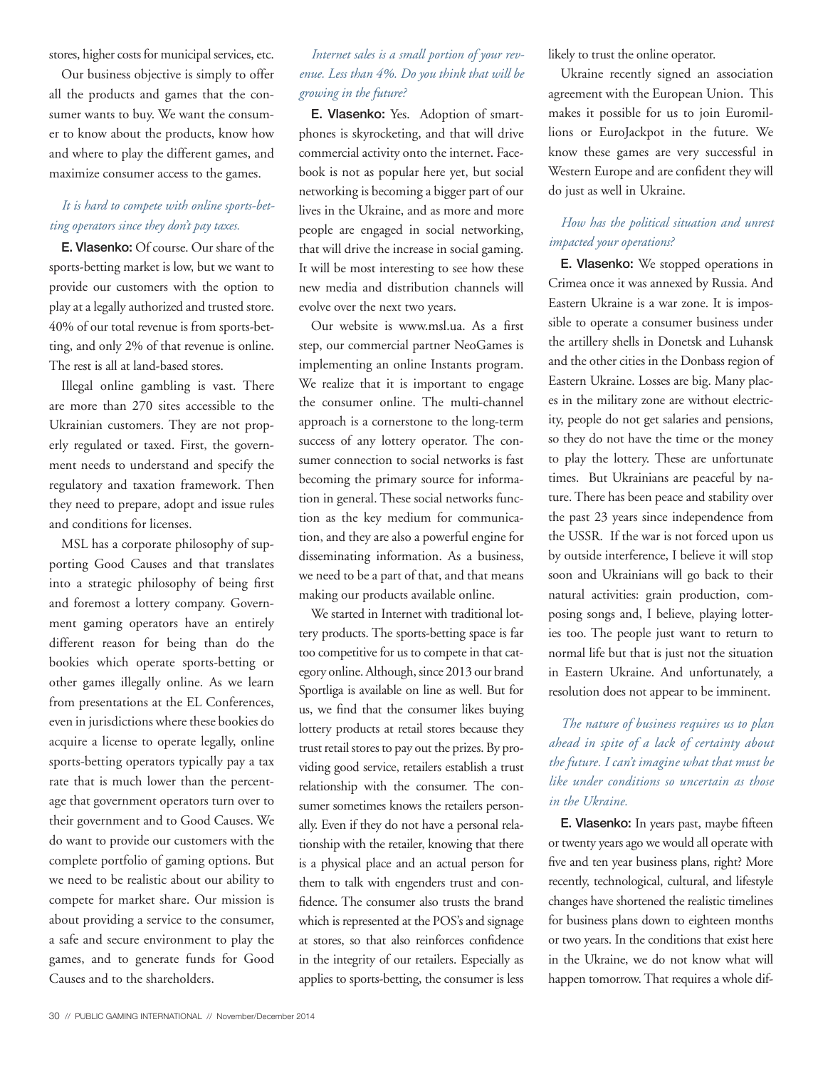stores, higher costs for municipal services, etc.

Our business objective is simply to offer all the products and games that the consumer wants to buy. We want the consumer to know about the products, know how and where to play the different games, and maximize consumer access to the games.

*It is hard to compete with online sports-betting operators since they don't pay taxes.*

**E. Vlasenko:** Of course. Our share of the sports-betting market is low, but we want to provide our customers with the option to play at a legally authorized and trusted store. 40% of our total revenue is from sports-betting, and only 2% of that revenue is online. The rest is all at land-based stores.

Illegal online gambling is vast. There are more than 270 sites accessible to the Ukrainian customers. They are not properly regulated or taxed. First, the government needs to understand and specify the regulatory and taxation framework. Then they need to prepare, adopt and issue rules and conditions for licenses.

MSL has a corporate philosophy of supporting Good Causes and that translates into a strategic philosophy of being first and foremost a lottery company. Government gaming operators have an entirely different reason for being than do the bookies which operate sports-betting or other games illegally online. As we learn from presentations at the EL Conferences, even in jurisdictions where these bookies do acquire a license to operate legally, online sports-betting operators typically pay a tax rate that is much lower than the percentage that government operators turn over to their government and to Good Causes. We do want to provide our customers with the complete portfolio of gaming options. But we need to be realistic about our ability to compete for market share. Our mission is about providing a service to the consumer, a safe and secure environment to play the games, and to generate funds for Good Causes and to the shareholders.

*Internet sales is a small portion of your revenue. Less than 4%. Do you think that will be growing in the future?*

**E. Vlasenko:** Yes. Adoption of smartphones is skyrocketing, and that will drive commercial activity onto the internet. Facebook is not as popular here yet, but social networking is becoming a bigger part of our lives in the Ukraine, and as more and more people are engaged in social networking, that will drive the increase in social gaming. It will be most interesting to see how these new media and distribution channels will evolve over the next two years.

Our website is www.msl.ua. As a first step, our commercial partner NeoGames is implementing an online Instants program. We realize that it is important to engage the consumer online. The multi-channel approach is a cornerstone to the long-term success of any lottery operator. The consumer connection to social networks is fast becoming the primary source for information in general. These social networks function as the key medium for communication, and they are also a powerful engine for disseminating information. As a business, we need to be a part of that, and that means making our products available online.

We started in Internet with traditional lottery products. The sports-betting space is far too competitive for us to compete in that category online. Although, since 2013 our brand Sportliga is available on line as well. But for us, we find that the consumer likes buying lottery products at retail stores because they trust retail stores to pay out the prizes. By providing good service, retailers establish a trust relationship with the consumer. The consumer sometimes knows the retailers personally. Even if they do not have a personal relationship with the retailer, knowing that there is a physical place and an actual person for them to talk with engenders trust and confidence. The consumer also trusts the brand which is represented at the POS's and signage at stores, so that also reinforces confidence in the integrity of our retailers. Especially as applies to sports-betting, the consumer is less likely to trust the online operator.

Ukraine recently signed an association agreement with the European Union. This makes it possible for us to join Euromillions or EuroJackpot in the future. We know these games are very successful in Western Europe and are confident they will do just as well in Ukraine.

*How has the political situation and unrest impacted your operations?*

**E. Vlasenko:** We stopped operations in Crimea once it was annexed by Russia. And Eastern Ukraine is a war zone. It is impossible to operate a consumer business under the artillery shells in Donetsk and Luhansk and the other cities in the Donbass region of Eastern Ukraine. Losses are big. Many places in the military zone are without electricity, people do not get salaries and pensions, so they do not have the time or the money to play the lottery. These are unfortunate times. But Ukrainians are peaceful by nature. There has been peace and stability over the past 23 years since independence from the USSR. If the war is not forced upon us by outside interference, I believe it will stop soon and Ukrainians will go back to their natural activities: grain production, composing songs and, I believe, playing lotteries too. The people just want to return to normal life but that is just not the situation in Eastern Ukraine. And unfortunately, a resolution does not appear to be imminent.

*The nature of business requires us to plan ahead in spite of a lack of certainty about the future. I can't imagine what that must be like under conditions so uncertain as those in the Ukraine.*

**E. Vlasenko:** In years past, maybe fifteen or twenty years ago we would all operate with five and ten year business plans, right? More recently, technological, cultural, and lifestyle changes have shortened the realistic timelines for business plans down to eighteen months or two years. In the conditions that exist here in the Ukraine, we do not know what will happen tomorrow. That requires a whole dif-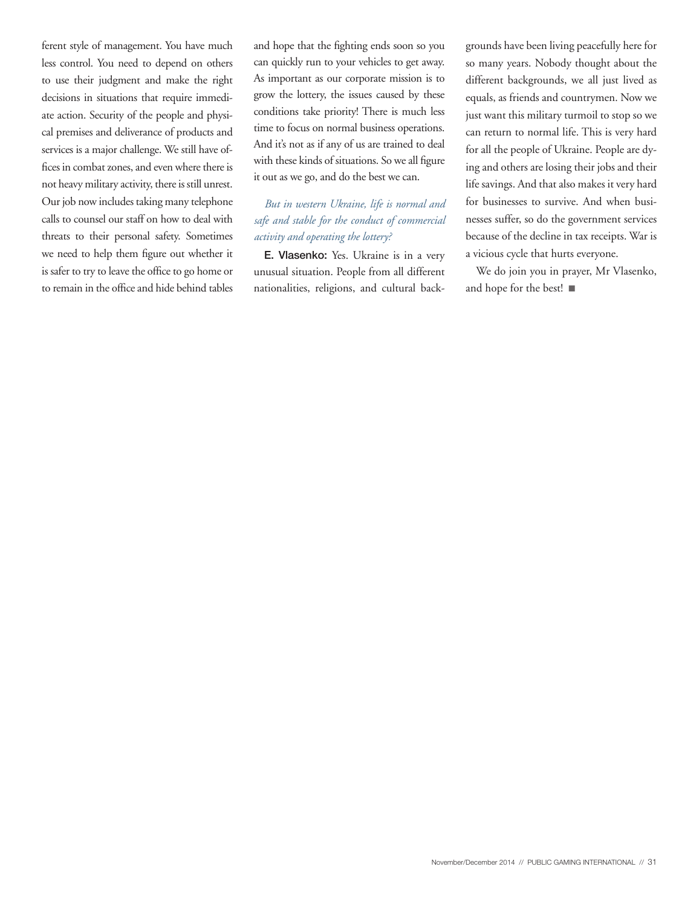ferent style of management. You have much less control. You need to depend on others to use their judgment and make the right decisions in situations that require immediate action. Security of the people and physical premises and deliverance of products and services is a major challenge. We still have offices in combat zones, and even where there is not heavy military activity, there is still unrest. Our job now includes taking many telephone calls to counsel our staff on how to deal with threats to their personal safety. Sometimes we need to help them figure out whether it is safer to try to leave the office to go home or to remain in the office and hide behind tables and hope that the fighting ends soon so you can quickly run to your vehicles to get away. As important as our corporate mission is to grow the lottery, the issues caused by these conditions take priority! There is much less time to focus on normal business operations. And it's not as if any of us are trained to deal with these kinds of situations. So we all figure it out as we go, and do the best we can.

*But in western Ukraine, life is normal and safe and stable for the conduct of commercial activity and operating the lottery?*

**E. Vlasenko:** Yes. Ukraine is in a very unusual situation. People from all different nationalities, religions, and cultural backgrounds have been living peacefully here for so many years. Nobody thought about the different backgrounds, we all just lived as equals, as friends and countrymen. Now we just want this military turmoil to stop so we can return to normal life. This is very hard for all the people of Ukraine. People are dying and others are losing their jobs and their life savings. And that also makes it very hard for businesses to survive. And when businesses suffer, so do the government services because of the decline in tax receipts. War is a vicious cycle that hurts everyone.

We do join you in prayer, Mr Vlasenko, and hope for the best! ■